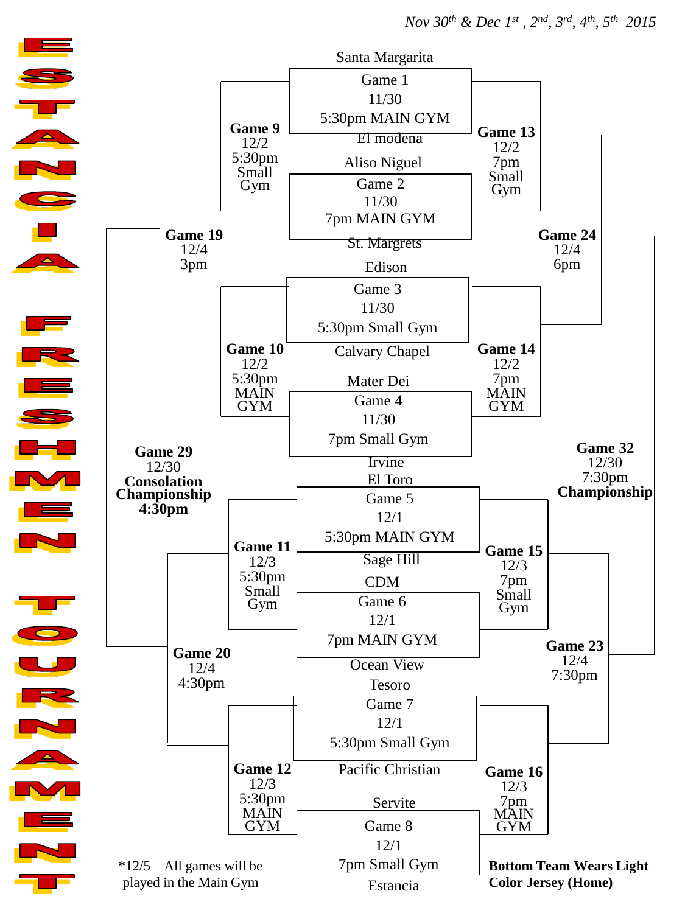# ESTANCIA FRESHMEN TOURNAMENT

*Nov 30th & Dec 1st, 2nd, 3rd, 4th, 5th 2015*

## First Round

| Game | Date | Time / Location | Top Team | Bottom Team |
|---|---|---|---|---|
| Game 1 | 11/30 | 5:30pm MAIN GYM | Santa Margarita | El modena |
| Game 2 | 11/30 | 7pm MAIN GYM | Aliso Niguel | St. Margrets |
| Game 3 | 11/30 | 5:30pm Small Gym | Edison | Calvary Chapel |
| Game 4 | 11/30 | 7pm Small Gym | Mater Dei | Irvine |
| Game 5 | 12/1 | 5:30pm MAIN GYM | El Toro | Sage Hill |
| Game 6 | 12/1 | 7pm MAIN GYM | CDM | Ocean View |
| Game 7 | 12/1 | 5:30pm Small Gym | Tesoro | Pacific Christian |
| Game 8 | 12/1 | 7pm Small Gym | Servite | Estancia |

## Later Rounds

**Game 9** – 12/2, 5:30pm Small Gym

**Game 10** – 12/2, 5:30pm MAIN GYM

**Game 11** – 12/3, 5:30pm Small Gym

**Game 12** – 12/3, 5:30pm MAIN GYM

**Game 13** – 12/2, 7pm Small Gym

**Game 14** – 12/2, 7pm MAIN GYM

**Game 15** – 12/3, 7pm Small Gym

**Game 16** – 12/3, 7pm MAIN GYM

**Game 19** – 12/4, 3pm

**Game 20** – 12/4, 4:30pm

**Game 23** – 12/4, 7:30pm

**Game 24** – 12/4, 6pm

**Game 29** – 12/30, **Consolation Championship**, **4:30pm**

**Game 32** – 12/30, 7:30pm, **Championship**

*12/5 – All games will be played in the Main Gym

**Bottom Team Wears Light Color Jersey (Home)**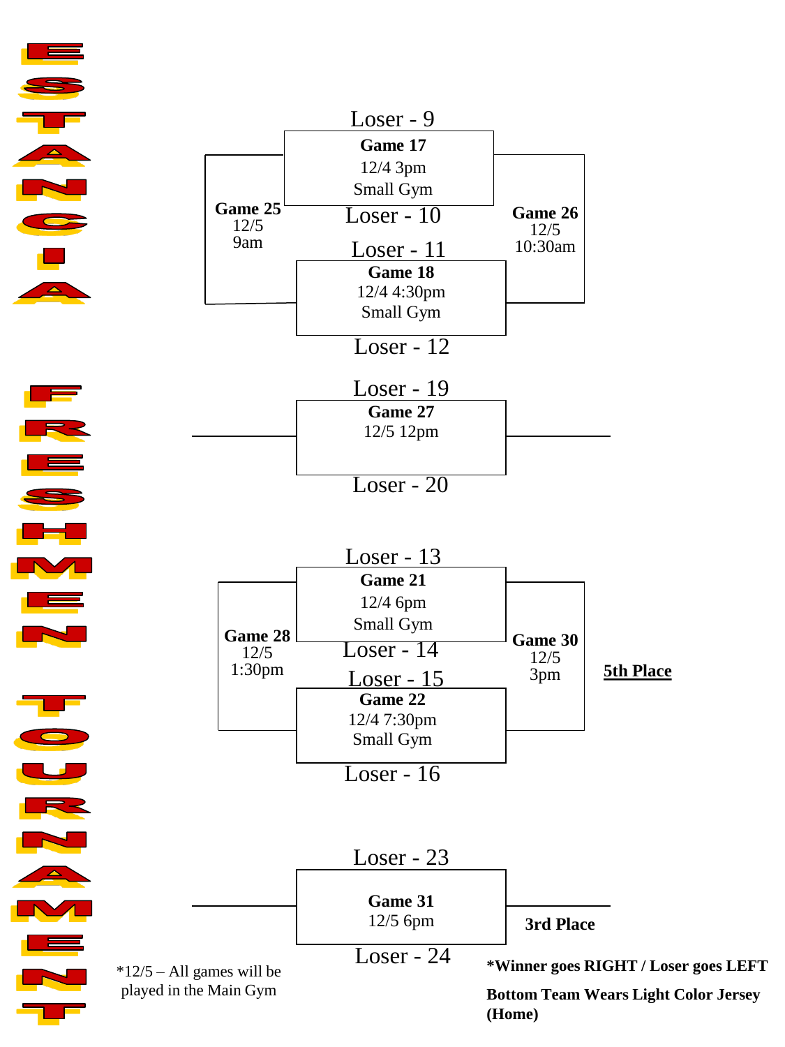# ESTANCIA FRESHMEN TOURNAMENT

Loser - 9

**Game 17**
12/4 3pm
Small Gym

Loser - 10

**Game 25**
12/5
9am

**Game 26**
12/5
10:30am

Loser - 11

**Game 18**
12/4 4:30pm
Small Gym

Loser - 12

Loser - 19

**Game 27**
12/5 12pm

Loser - 20

Loser - 13

**Game 21**
12/4 6pm
Small Gym

Loser - 14

**Game 28**
12/5
1:30pm

**Game 30**
12/5
3pm

**5th Place**

Loser - 15

**Game 22**
12/4 7:30pm
Small Gym

Loser - 16

Loser - 23

**Game 31**
12/5 6pm

**3rd Place**

Loser - 24

*12/5 – All games will be played in the Main Gym

**\*Winner goes RIGHT / Loser goes LEFT**

**Bottom Team Wears Light Color Jersey (Home)**